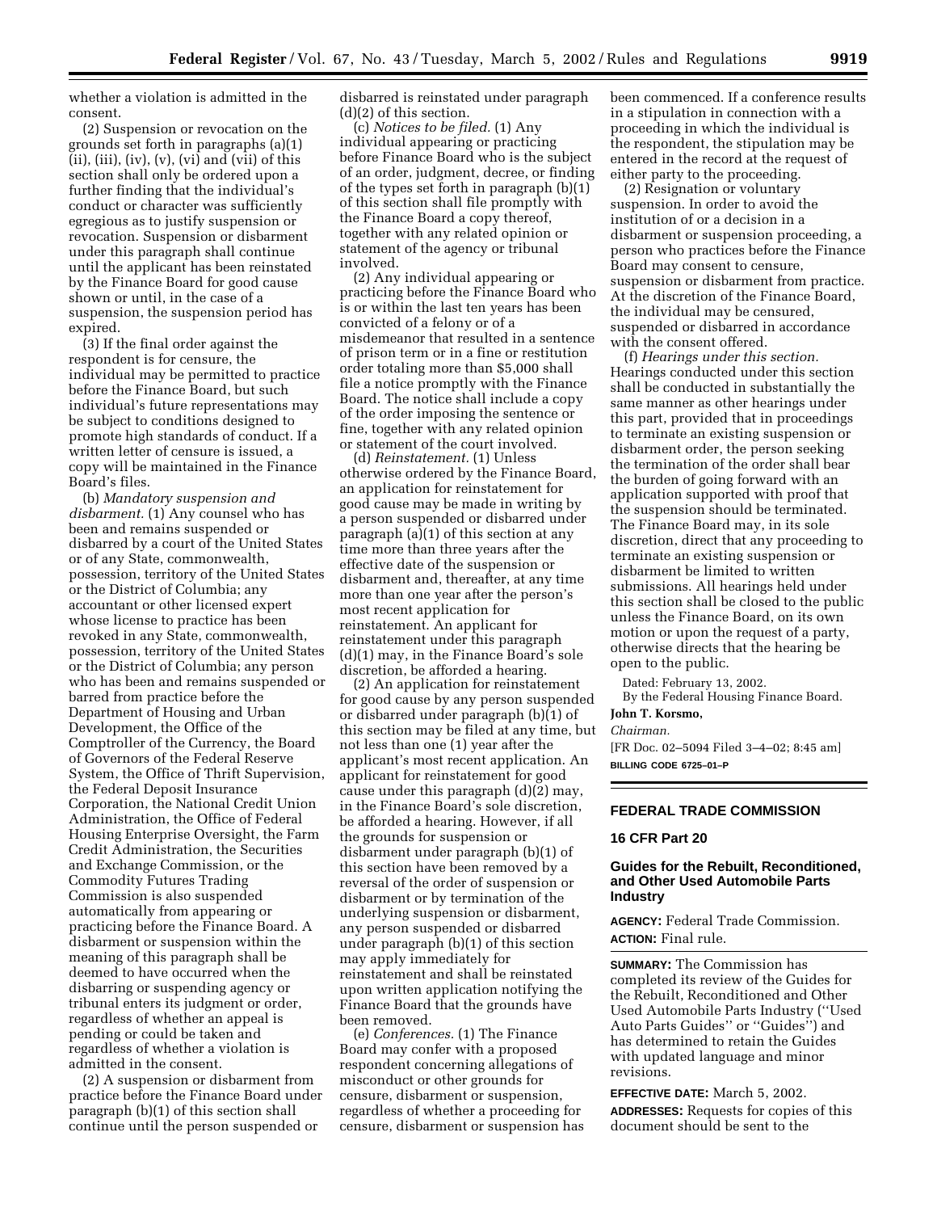whether a violation is admitted in the consent.

(2) Suspension or revocation on the grounds set forth in paragraphs (a)(1)(ii), (iii), (iv), (v), (vi) and (vii) of this section shall only be ordered upon a further finding that the individual's conduct or character was sufficiently egregious as to justify suspension or revocation. Suspension or disbarment under this paragraph shall continue until the applicant has been reinstated by the Finance Board for good cause shown or until, in the case of a suspension, the suspension period has expired.

(3) If the final order against the respondent is for censure, the individual may be permitted to practice before the Finance Board, but such individual's future representations may be subject to conditions designed to promote high standards of conduct. If a written letter of censure is issued, a copy will be maintained in the Finance Board's files.

(b) *Mandatory suspension and disbarment.* (1) Any counsel who has been and remains suspended or disbarred by a court of the United States or of any State, commonwealth, possession, territory of the United States or the District of Columbia; any accountant or other licensed expert whose license to practice has been revoked in any State, commonwealth, possession, territory of the United States or the District of Columbia; any person who has been and remains suspended or barred from practice before the Department of Housing and Urban Development, the Office of the Comptroller of the Currency, the Board of Governors of the Federal Reserve System, the Office of Thrift Supervision, the Federal Deposit Insurance Corporation, the National Credit Union Administration, the Office of Federal Housing Enterprise Oversight, the Farm Credit Administration, the Securities and Exchange Commission, or the Commodity Futures Trading Commission is also suspended automatically from appearing or practicing before the Finance Board. A disbarment or suspension within the meaning of this paragraph shall be deemed to have occurred when the disbarring or suspending agency or tribunal enters its judgment or order, regardless of whether an appeal is pending or could be taken and regardless of whether a violation is admitted in the consent.

(2) A suspension or disbarment from practice before the Finance Board under paragraph (b)(1) of this section shall continue until the person suspended or disbarred is reinstated under paragraph (d)(2) of this section.

(c) *Notices to be filed.* (1) Any individual appearing or practicing before Finance Board who is the subject of an order, judgment, decree, or finding of the types set forth in paragraph (b)(1) of this section shall file promptly with the Finance Board a copy thereof, together with any related opinion or statement of the agency or tribunal involved.

(2) Any individual appearing or practicing before the Finance Board who is or within the last ten years has been convicted of a felony or of a misdemeanor that resulted in a sentence of prison term or in a fine or restitution order totaling more than $5,000 shall file a notice promptly with the Finance Board. The notice shall include a copy of the order imposing the sentence or fine, together with any related opinion or statement of the court involved.

(d) *Reinstatement.* (1) Unless otherwise ordered by the Finance Board, an application for reinstatement for good cause may be made in writing by a person suspended or disbarred under paragraph (a)(1) of this section at any time more than three years after the effective date of the suspension or disbarment and, thereafter, at any time more than one year after the person's most recent application for reinstatement. An applicant for reinstatement under this paragraph (d)(1) may, in the Finance Board's sole discretion, be afforded a hearing.

(2) An application for reinstatement for good cause by any person suspended or disbarred under paragraph (b)(1) of this section may be filed at any time, but not less than one (1) year after the applicant's most recent application. An applicant for reinstatement for good cause under this paragraph (d)(2) may, in the Finance Board's sole discretion, be afforded a hearing. However, if all the grounds for suspension or disbarment under paragraph (b)(1) of this section have been removed by a reversal of the order of suspension or disbarment or by termination of the underlying suspension or disbarment, any person suspended or disbarred under paragraph (b)(1) of this section may apply immediately for reinstatement and shall be reinstated upon written application notifying the Finance Board that the grounds have been removed.

(e) *Conferences.* (1) The Finance Board may confer with a proposed respondent concerning allegations of misconduct or other grounds for censure, disbarment or suspension, regardless of whether a proceeding for censure, disbarment or suspension has been commenced. If a conference results in a stipulation in connection with a proceeding in which the individual is the respondent, the stipulation may be entered in the record at the request of either party to the proceeding.

(2) Resignation or voluntary suspension. In order to avoid the institution of or a decision in a disbarment or suspension proceeding, a person who practices before the Finance Board may consent to censure, suspension or disbarment from practice. At the discretion of the Finance Board, the individual may be censured, suspended or disbarred in accordance with the consent offered.

(f) *Hearings under this section.* Hearings conducted under this section shall be conducted in substantially the same manner as other hearings under this part, provided that in proceedings to terminate an existing suspension or disbarment order, the person seeking the termination of the order shall bear the burden of going forward with an application supported with proof that the suspension should be terminated. The Finance Board may, in its sole discretion, direct that any proceeding to terminate an existing suspension or disbarment be limited to written submissions. All hearings held under this section shall be closed to the public unless the Finance Board, on its own motion or upon the request of a party, otherwise directs that the hearing be open to the public.

Dated: February 13, 2002.

By the Federal Housing Finance Board.

**John T. Korsmo,**

*Chairman.*

[FR Doc. 02–5094 Filed 3–4–02; 8:45 am]

**BILLING CODE 6725–01–P**

---

## FEDERAL TRADE COMMISSION

## 16 CFR Part 20

## Guides for the Rebuilt, Reconditioned, and Other Used Automobile Parts Industry

**AGENCY:** Federal Trade Commission.

**ACTION:** Final rule.

**SUMMARY:** The Commission has completed its review of the Guides for the Rebuilt, Reconditioned and Other Used Automobile Parts Industry (''Used Auto Parts Guides'' or ''Guides'') and has determined to retain the Guides with updated language and minor revisions.

**EFFECTIVE DATE:** March 5, 2002.

**ADDRESSES:** Requests for copies of this document should be sent to the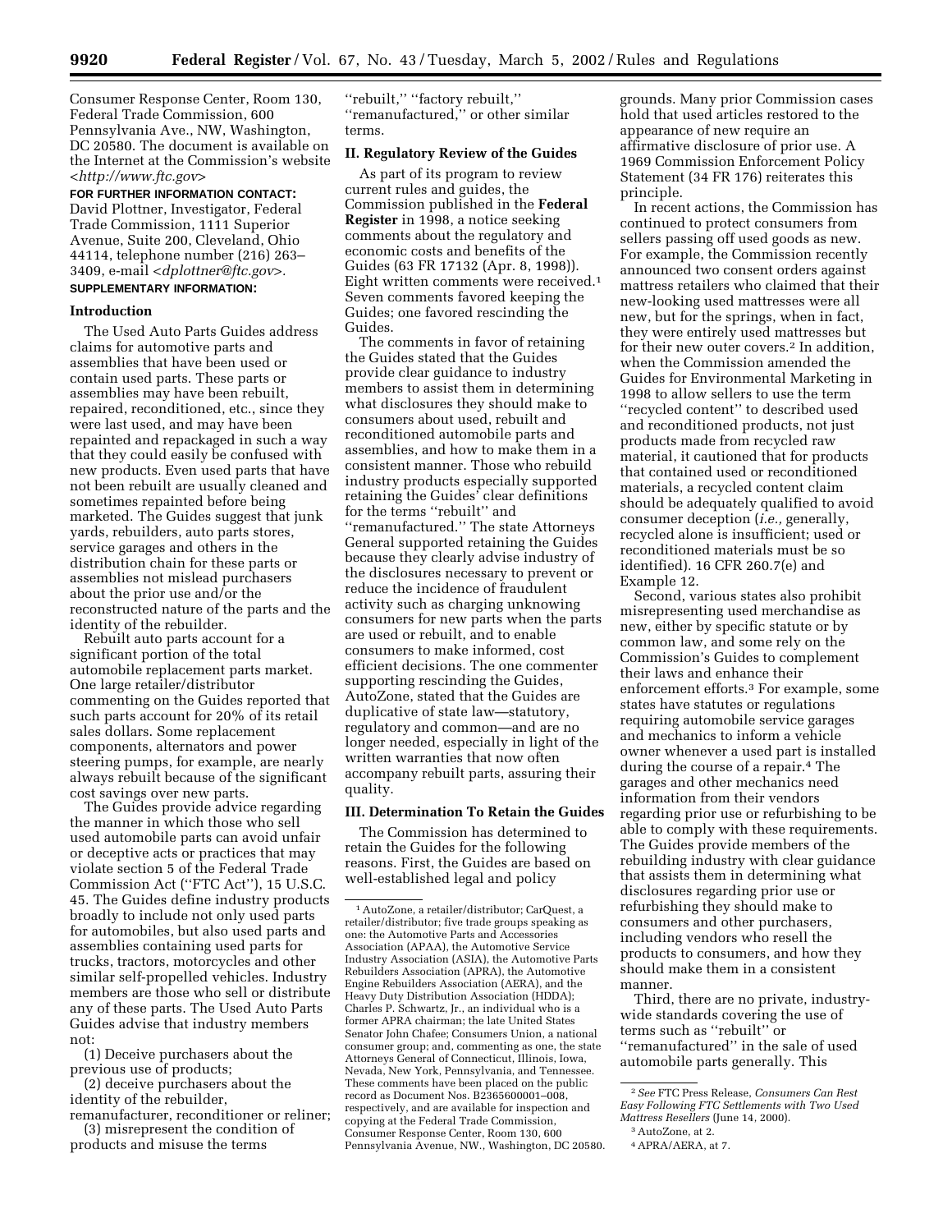Consumer Response Center, Room 130, Federal Trade Commission, 600 Pennsylvania Ave., NW., Washington, DC 20580. The document is available on the Internet at the Commission's website <*http://www.ftc.gov*>

**FOR FURTHER INFORMATION CONTACT:** David Plottner, Investigator, Federal Trade Commission, 1111 Superior Avenue, Suite 200, Cleveland, Ohio 44114, telephone number (216) 263–3409, e-mail <*dplottner@ftc.gov*>.

**SUPPLEMENTARY INFORMATION:**

## Introduction

The Used Auto Parts Guides address claims for automotive parts and assemblies that have been used or contain used parts. These parts or assemblies may have been rebuilt, repaired, reconditioned, etc., since they were last used, and may have been repainted and repackaged in such a way that they could easily be confused with new products. Even used parts that have not been rebuilt are usually cleaned and sometimes repainted before being marketed. The Guides suggest that junk yards, rebuilders, auto parts stores, service garages and others in the distribution chain for these parts or assemblies not mislead purchasers about the prior use and/or the reconstructed nature of the parts and the identity of the rebuilder.

Rebuilt auto parts account for a significant portion of the total automobile replacement parts market. One large retailer/distributor commenting on the Guides reported that such parts account for 20% of its retail sales dollars. Some replacement components, alternators and power steering pumps, for example, are nearly always rebuilt because of the significant cost savings over new parts.

The Guides provide advice regarding the manner in which those who sell used automobile parts can avoid unfair or deceptive acts or practices that may violate section 5 of the Federal Trade Commission Act (''FTC Act''), 15 U.S.C. 45. The Guides define industry products broadly to include not only used parts for automobiles, but also used parts and assemblies containing used parts for trucks, tractors, motorcycles and other similar self-propelled vehicles. Industry members are those who sell or distribute any of these parts. The Used Auto Parts Guides advise that industry members not:

(1) Deceive purchasers about the previous use of products;

(2) deceive purchasers about the identity of the rebuilder, remanufacturer, reconditioner or reliner;

(3) misrepresent the condition of products and misuse the terms ''rebuilt,'' ''factory rebuilt,'' ''remanufactured,'' or other similar terms.

## II. Regulatory Review of the Guides

As part of its program to review current rules and guides, the Commission published in the **Federal Register** in 1998, a notice seeking comments about the regulatory and economic costs and benefits of the Guides (63 FR 17132 (Apr. 8, 1998)). Eight written comments were received.[1] Seven comments favored keeping the Guides; one favored rescinding the Guides.

The comments in favor of retaining the Guides stated that the Guides provide clear guidance to industry members to assist them in determining what disclosures they should make to consumers about used, rebuilt and reconditioned automobile parts and assemblies, and how to make them in a consistent manner. Those who rebuild industry products especially supported retaining the Guides' clear definitions for the terms ''rebuilt'' and ''remanufactured.'' The state Attorneys General supported retaining the Guides because they clearly advise industry of the disclosures necessary to prevent or reduce the incidence of fraudulent activity such as charging unknowing consumers for new parts when the parts are used or rebuilt, and to enable consumers to make informed, cost efficient decisions. The one commenter supporting rescinding the Guides, AutoZone, stated that the Guides are duplicative of state law—statutory, regulatory and common—and are no longer needed, especially in light of the written warranties that now often accompany rebuilt parts, assuring their quality.

## III. Determination To Retain the Guides

The Commission has determined to retain the Guides for the following reasons. First, the Guides are based on well-established legal and policy grounds. Many prior Commission cases hold that used articles restored to the appearance of new require an affirmative disclosure of prior use. A 1969 Commission Enforcement Policy Statement (34 FR 176) reiterates this principle.

In recent actions, the Commission has continued to protect consumers from sellers passing off used goods as new. For example, the Commission recently announced two consent orders against mattress retailers who claimed that their new-looking used mattresses were all new, but for the springs, when in fact, they were entirely used mattresses but for their new outer covers.[2] In addition, when the Commission amended the Guides for Environmental Marketing in 1998 to allow sellers to use the term ''recycled content'' to described used and reconditioned products, not just products made from recycled raw material, it cautioned that for products that contained used or reconditioned materials, a recycled content claim should be adequately qualified to avoid consumer deception (*i.e.,* generally, recycled alone is insufficient; used or reconditioned materials must be so identified). 16 CFR 260.7(e) and Example 12.

Second, various states also prohibit misrepresenting used merchandise as new, either by specific statute or by common law, and some rely on the Commission's Guides to complement their laws and enhance their enforcement efforts.[3] For example, some states have statutes or regulations requiring automobile service garages and mechanics to inform a vehicle owner whenever a used part is installed during the course of a repair.[4] The garages and other mechanics need information from their vendors regarding prior use or refurbishing to be able to comply with these requirements. The Guides provide members of the rebuilding industry with clear guidance that assists them in determining what disclosures regarding prior use or refurbishing they should make to consumers and other purchasers, including vendors who resell the products to consumers, and how they should make them in a consistent manner.

Third, there are no private, industry-wide standards covering the use of terms such as ''rebuilt'' or ''remanufactured'' in the sale of used automobile parts generally. This

---

[1] AutoZone, a retailer/distributor; CarQuest, a retailer/distributor; five trade groups speaking as one: the Automotive Parts and Accessories Association (APAA), the Automotive Service Industry Association (ASIA), the Automotive Parts Rebuilders Association (APRA), the Automotive Engine Rebuilders Association (AERA), and the Heavy Duty Distribution Association (HDDA); Charles P. Schwartz, Jr., an individual who is a former APRA chairman; the late United States Senator John Chafee; Consumers Union, a national consumer group; and, commenting as one, the state Attorneys General of Connecticut, Illinois, Iowa, Nevada, New York, Pennsylvania, and Tennessee. These comments have been placed on the public record as Document Nos. B23656000001–008, respectively, and are available for inspection and copying at the Federal Trade Commission, Consumer Response Center, Room 130, 600 Pennsylvania Avenue, NW., Washington, DC 20580.

[2] *See* FTC Press Release, *Consumers Can Rest Easy Following FTC Settlements with Two Used Mattress Resellers* (June 14, 2000).

[3] AutoZone, at 2.

[4] APRA/AERA, at 7.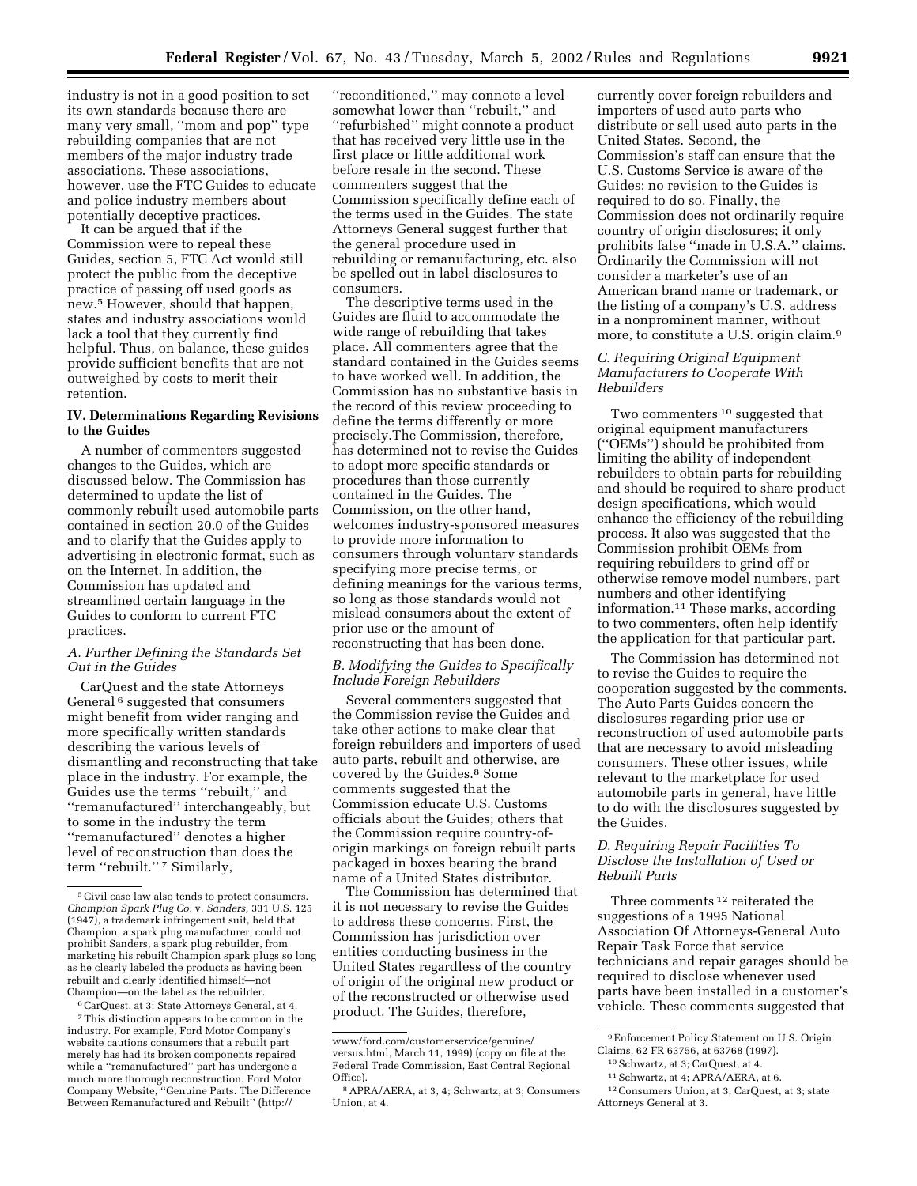industry is not in a good position to set its own standards because there are many very small, ''mom and pop'' type rebuilding companies that are not members of the major industry trade associations. These associations, however, use the FTC Guides to educate and police industry members about potentially deceptive practices.

It can be argued that if the Commission were to repeal these Guides, section 5, FTC Act would still protect the public from the deceptive practice of passing off used goods as new.[5] However, should that happen, states and industry associations would lack a tool that they currently find helpful. Thus, on balance, these guides provide sufficient benefits that are not outweighed by costs to merit their retention.

## IV. Determinations Regarding Revisions to the Guides

A number of commenters suggested changes to the Guides, which are discussed below. The Commission has determined to update the list of commonly rebuilt used automobile parts contained in section 20.0 of the Guides and to clarify that the Guides apply to advertising in electronic format, such as on the Internet. In addition, the Commission has updated and streamlined certain language in the Guides to conform to current FTC practices.

### *A. Further Defining the Standards Set Out in the Guides*

CarQuest and the state Attorneys General[6] suggested that consumers might benefit from wider ranging and more specifically written standards describing the various levels of dismantling and reconstructing that take place in the industry. For example, the Guides use the terms ''rebuilt,'' and ''remanufactured'' interchangeably, but to some in the industry the term ''remanufactured'' denotes a higher level of reconstruction than does the term ''rebuilt.''[7] Similarly, ''reconditioned,'' may connote a level somewhat lower than ''rebuilt,'' and ''refurbished'' might connote a product that has received very little use in the first place or little additional work before resale in the second. These commenters suggest that the Commission specifically define each of the terms used in the Guides. The state Attorneys General suggest further that the general procedure used in rebuilding or remanufacturing, etc. also be spelled out in label disclosures to consumers.

The descriptive terms used in the Guides are fluid to accommodate the wide range of rebuilding that takes place. All commenters agree that the standard contained in the Guides seems to have worked well. In addition, the Commission has no substantive basis in the record of this review proceeding to define the terms differently or more precisely.The Commission, therefore, has determined not to revise the Guides to adopt more specific standards or procedures than those currently contained in the Guides. The Commission, on the other hand, welcomes industry-sponsored measures to provide more information to consumers through voluntary standards specifying more precise terms, or defining meanings for the various terms, so long as those standards would not mislead consumers about the extent of prior use or the amount of reconstructing that has been done.

### *B. Modifying the Guides to Specifically Include Foreign Rebuilders*

Several commenters suggested that the Commission revise the Guides and take other actions to make clear that foreign rebuilders and importers of used auto parts, rebuilt and otherwise, are covered by the Guides.[8] Some comments suggested that the Commission educate U.S. Customs officials about the Guides; others that the Commission require country-of-origin markings on foreign rebuilt parts packaged in boxes bearing the brand name of a United States distributor.

The Commission has determined that it is not necessary to revise the Guides to address these concerns. First, the Commission has jurisdiction over entities conducting business in the United States regardless of the country of origin of the original new product or of the reconstructed or otherwise used product. The Guides, therefore, currently cover foreign rebuilders and importers of used auto parts who distribute or sell used auto parts in the United States. Second, the Commission's staff can ensure that the U.S. Customs Service is aware of the Guides; no revision to the Guides is required to do so. Finally, the Commission does not ordinarily require country of origin disclosures; it only prohibits false ''made in U.S.A.'' claims. Ordinarily the Commission will not consider a marketer's use of an American brand name or trademark, or the listing of a company's U.S. address in a nonprominent manner, without more, to constitute a U.S. origin claim.[9]

### *C. Requiring Original Equipment Manufacturers to Cooperate With Rebuilders*

Two commenters[10] suggested that original equipment manufacturers (''OEMs'') should be prohibited from limiting the ability of independent rebuilders to obtain parts for rebuilding and should be required to share product design specifications, which would enhance the efficiency of the rebuilding process. It also was suggested that the Commission prohibit OEMs from requiring rebuilders to grind off or otherwise remove model numbers, part numbers and other identifying information.[11] These marks, according to two commenters, often help identify the application for that particular part.

The Commission has determined not to revise the Guides to require the cooperation suggested by the comments. The Auto Parts Guides concern the disclosures regarding prior use or reconstruction of used automobile parts that are necessary to avoid misleading consumers. These other issues, while relevant to the marketplace for used automobile parts in general, have little to do with the disclosures suggested by the Guides.

### *D. Requiring Repair Facilities To Disclose the Installation of Used or Rebuilt Parts*

Three comments[12] reiterated the suggestions of a 1995 National Association Of Attorneys-General Auto Repair Task Force that service technicians and repair garages should be required to disclose whenever used parts have been installed in a customer's vehicle. These comments suggested that

---

[5] Civil case law also tends to protect consumers. *Champion Spark Plug Co.* v. *Sanders,* 331 U.S. 125 (1947), a trademark infringement suit, held that Champion, a spark plug manufacturer, could not prohibit Sanders, a spark plug rebuilder, from marketing his rebuilt Champion spark plugs so long as he clearly labeled the products as having been rebuilt and clearly identified himself—not Champion—on the label as the rebuilder.

[6] CarQuest, at 3; State Attorneys General, at 4.

[7] This distinction appears to be common in the industry. For example, Ford Motor Company's website cautions consumers that a rebuilt part merely has had its broken components repaired while a ''remanufactured'' part has undergone a much more thorough reconstruction. Ford Motor Company Website, ''Genuine Parts. The Difference Between Remanufactured and Rebuilt'' (http://www/ford.com/customerservice/genuine/versus.html, March 11, 1999) (copy on file at the Federal Trade Commission, East Central Regional Office).

[8] APRA/AERA, at 3, 4; Schwartz, at 3; Consumers Union, at 4.

[9] Enforcement Policy Statement on U.S. Origin Claims, 62 FR 63756, at 63768 (1997).

[10] Schwartz, at 3; CarQuest, at 4.

[11] Schwartz, at 4; APRA/AERA, at 6.

[12] Consumers Union, at 3; CarQuest, at 3; state Attorneys General at 3.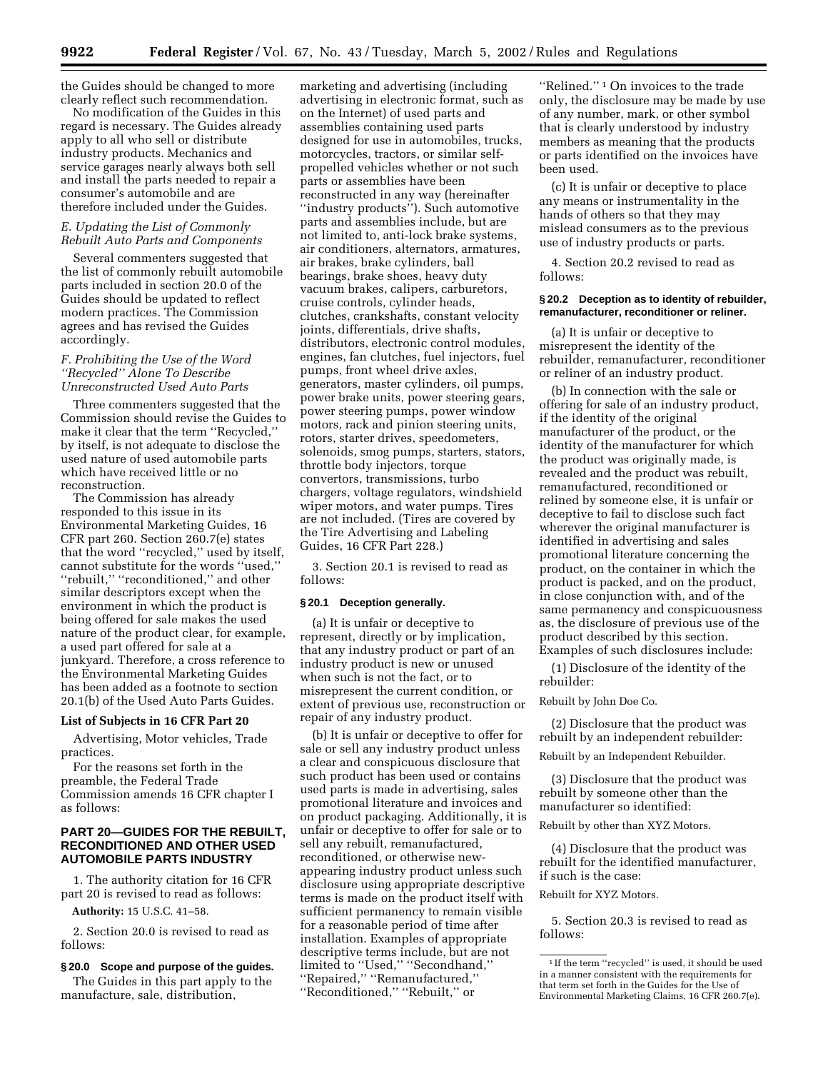the Guides should be changed to more clearly reflect such recommendation.

No modification of the Guides in this regard is necessary. The Guides already apply to all who sell or distribute industry products. Mechanics and service garages nearly always both sell and install the parts needed to repair a consumer's automobile and are therefore included under the Guides.

*E. Updating the List of Commonly Rebuilt Auto Parts and Components*

Several commenters suggested that the list of commonly rebuilt automobile parts included in section 20.0 of the Guides should be updated to reflect modern practices. The Commission agrees and has revised the Guides accordingly.

*F. Prohibiting the Use of the Word ''Recycled'' Alone To Describe Unreconstructed Used Auto Parts*

Three commenters suggested that the Commission should revise the Guides to make it clear that the term ''Recycled,'' by itself, is not adequate to disclose the used nature of used automobile parts which have received little or no reconstruction.

The Commission has already responded to this issue in its Environmental Marketing Guides, 16 CFR part 260. Section 260.7(e) states that the word ''recycled,'' used by itself, cannot substitute for the words ''used,'' ''rebuilt,'' ''reconditioned,'' and other similar descriptors except when the environment in which the product is being offered for sale makes the used nature of the product clear, for example, a used part offered for sale at a junkyard. Therefore, a cross reference to the Environmental Marketing Guides has been added as a footnote to section 20.1(b) of the Used Auto Parts Guides.

**List of Subjects in 16 CFR Part 20**

Advertising, Motor vehicles, Trade practices.

For the reasons set forth in the preamble, the Federal Trade Commission amends 16 CFR chapter I as follows:

## PART 20—GUIDES FOR THE REBUILT, RECONDITIONED AND OTHER USED AUTOMOBILE PARTS INDUSTRY

1. The authority citation for 16 CFR part 20 is revised to read as follows:

**Authority:** 15 U.S.C. 41–58.

2. Section 20.0 is revised to read as follows:

**§ 20.0 Scope and purpose of the guides.**

The Guides in this part apply to the manufacture, sale, distribution, marketing and advertising (including advertising in electronic format, such as on the Internet) of used parts and assemblies containing used parts designed for use in automobiles, trucks, motorcycles, tractors, or similar self-propelled vehicles whether or not such parts or assemblies have been reconstructed in any way (hereinafter ''industry products''). Such automotive parts and assemblies include, but are not limited to, anti-lock brake systems, air conditioners, alternators, armatures, air brakes, brake cylinders, ball bearings, brake shoes, heavy duty vacuum brakes, calipers, carburetors, cruise controls, cylinder heads, clutches, crankshafts, constant velocity joints, differentials, drive shafts, distributors, electronic control modules, engines, fan clutches, fuel injectors, fuel pumps, front wheel drive axles, generators, master cylinders, oil pumps, power brake units, power steering gears, power steering pumps, power window motors, rack and pinion steering units, rotors, starter drives, speedometers, solenoids, smog pumps, starters, stators, throttle body injectors, torque convertors, transmissions, turbo chargers, voltage regulators, windshield wiper motors, and water pumps. Tires are not included. (Tires are covered by the Tire Advertising and Labeling Guides, 16 CFR Part 228.)

3. Section 20.1 is revised to read as follows:

**§ 20.1 Deception generally.**

(a) It is unfair or deceptive to represent, directly or by implication, that any industry product or part of an industry product is new or unused when such is not the fact, or to misrepresent the current condition, or extent of previous use, reconstruction or repair of any industry product.

(b) It is unfair or deceptive to offer for sale or sell any industry product unless a clear and conspicuous disclosure that such product has been used or contains used parts is made in advertising, sales promotional literature and invoices and on product packaging. Additionally, it is unfair or deceptive to offer for sale or to sell any rebuilt, remanufactured, reconditioned, or otherwise new-appearing industry product unless such disclosure using appropriate descriptive terms is made on the product itself with sufficient permanency to remain visible for a reasonable period of time after installation. Examples of appropriate descriptive terms include, but are not limited to ''Used,'' ''Secondhand,'' ''Repaired,'' ''Remanufactured,'' ''Reconditioned,'' ''Rebuilt,'' or ''Relined.''[1] On invoices to the trade only, the disclosure may be made by use of any number, mark, or other symbol that is clearly understood by industry members as meaning that the products or parts identified on the invoices have been used.

(c) It is unfair or deceptive to place any means or instrumentality in the hands of others so that they may mislead consumers as to the previous use of industry products or parts.

4. Section 20.2 revised to read as follows:

**§ 20.2 Deception as to identity of rebuilder, remanufacturer, reconditioner or reliner.**

(a) It is unfair or deceptive to misrepresent the identity of the rebuilder, remanufacturer, reconditioner or reliner of an industry product.

(b) In connection with the sale or offering for sale of an industry product, if the identity of the original manufacturer of the product, or the identity of the manufacturer for which the product was originally made, is revealed and the product was rebuilt, remanufactured, reconditioned or relined by someone else, it is unfair or deceptive to fail to disclose such fact wherever the original manufacturer is identified in advertising and sales promotional literature concerning the product, on the container in which the product is packed, and on the product, in close conjunction with, and of the same permanency and conspicuousness as, the disclosure of previous use of the product described by this section. Examples of such disclosures include:

(1) Disclosure of the identity of the rebuilder:

Rebuilt by John Doe Co.

(2) Disclosure that the product was rebuilt by an independent rebuilder:

Rebuilt by an Independent Rebuilder.

(3) Disclosure that the product was rebuilt by someone other than the manufacturer so identified:

Rebuilt by other than XYZ Motors.

(4) Disclosure that the product was rebuilt for the identified manufacturer, if such is the case:

Rebuilt for XYZ Motors.

5. Section 20.3 is revised to read as follows:

---

[1] If the term ''recycled'' is used, it should be used in a manner consistent with the requirements for that term set forth in the Guides for the Use of Environmental Marketing Claims, 16 CFR 260.7(e).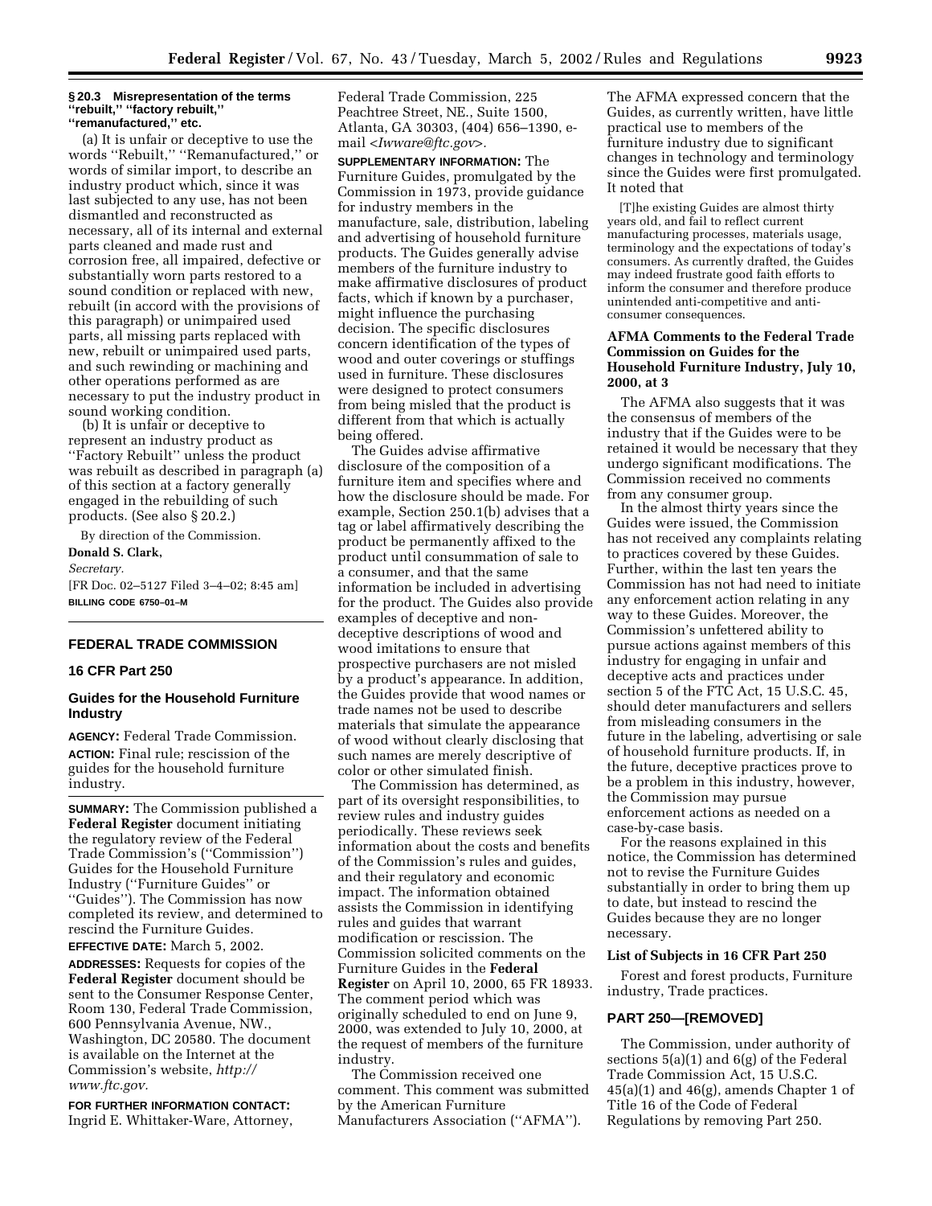### § 20.3 Misrepresentation of the terms "rebuilt," "factory rebuilt," "remanufactured," etc.

(a) It is unfair or deceptive to use the words "Rebuilt," "Remanufactured," or words of similar import, to describe an industry product which, since it was last subjected to any use, has not been dismantled and reconstructed as necessary, all of its internal and external parts cleaned and made rust and corrosion free, all impaired, defective or substantially worn parts restored to a sound condition or replaced with new, rebuilt (in accord with the provisions of this paragraph) or unimpaired used parts, all missing parts replaced with new, rebuilt or unimpaired used parts, and such rewinding or machining and other operations performed as are necessary to put the industry product in sound working condition.

(b) It is unfair or deceptive to represent an industry product as "Factory Rebuilt" unless the product was rebuilt as described in paragraph (a) of this section at a factory generally engaged in the rebuilding of such products. (See also § 20.2.)

By direction of the Commission.

**Donald S. Clark,**

*Secretary.*

[FR Doc. 02–5127 Filed 3–4–02; 8:45 am]

**BILLING CODE 6750–01–M**

---

## FEDERAL TRADE COMMISSION

## 16 CFR Part 250

## Guides for the Household Furniture Industry

**AGENCY:** Federal Trade Commission.

**ACTION:** Final rule; rescission of the guides for the household furniture industry.

**SUMMARY:** The Commission published a **Federal Register** document initiating the regulatory review of the Federal Trade Commission's ("Commission") Guides for the Household Furniture Industry ("Furniture Guides" or "Guides"). The Commission has now completed its review, and determined to rescind the Furniture Guides.

**EFFECTIVE DATE:** March 5, 2002.

**ADDRESSES:** Requests for copies of the **Federal Register** document should be sent to the Consumer Response Center, Room 130, Federal Trade Commission, 600 Pennsylvania Avenue, NW., Washington, DC 20580. The document is available on the Internet at the Commission's website, *http://www.ftc.gov.*

**FOR FURTHER INFORMATION CONTACT:** Ingrid E. Whittaker-Ware, Attorney, Federal Trade Commission, 225 Peachtree Street, NE., Suite 1500, Atlanta, GA 30303, (404) 656–1390, e-mail <*Iwware@ftc.gov*>.

**SUPPLEMENTARY INFORMATION:** The Furniture Guides, promulgated by the Commission in 1973, provide guidance for industry members in the manufacture, sale, distribution, labeling and advertising of household furniture products. The Guides generally advise members of the furniture industry to make affirmative disclosures of product facts, which if known by a purchaser, might influence the purchasing decision. The specific disclosures concern identification of the types of wood and outer coverings or stuffings used in furniture. These disclosures were designed to protect consumers from being misled that the product is different from that which is actually being offered.

The Guides advise affirmative disclosure of the composition of a furniture item and specifies where and how the disclosure should be made. For example, Section 250.1(b) advises that a tag or label affirmatively describing the product be permanently affixed to the product until consummation of sale to a consumer, and that the same information be included in advertising for the product. The Guides also provide examples of deceptive and non-deceptive descriptions of wood and wood imitations to ensure that prospective purchasers are not misled by a product's appearance. In addition, the Guides provide that wood names or trade names not be used to describe materials that simulate the appearance of wood without clearly disclosing that such names are merely descriptive of color or other simulated finish.

The Commission has determined, as part of its oversight responsibilities, to review rules and industry guides periodically. These reviews seek information about the costs and benefits of the Commission's rules and guides, and their regulatory and economic impact. The information obtained assists the Commission in identifying rules and guides that warrant modification or rescission. The Commission solicited comments on the Furniture Guides in the **Federal Register** on April 10, 2000, 65 FR 18933. The comment period which was originally scheduled to end on June 9, 2000, was extended to July 10, 2000, at the request of members of the furniture industry.

The Commission received one comment. This comment was submitted by the American Furniture Manufacturers Association ("AFMA"). The AFMA expressed concern that the Guides, as currently written, have little practical use to members of the furniture industry due to significant changes in technology and terminology since the Guides were first promulgated. It noted that

> [T]he existing Guides are almost thirty years old, and fail to reflect current manufacturing processes, materials usage, terminology and the expectations of today's consumers. As currently drafted, the Guides may indeed frustrate good faith efforts to inform the consumer and therefore produce unintended anti-competitive and anti-consumer consequences.

**AFMA Comments to the Federal Trade Commission on Guides for the Household Furniture Industry, July 10, 2000, at 3**

The AFMA also suggests that it was the consensus of members of the industry that if the Guides were to be retained it would be necessary that they undergo significant modifications. The Commission received no comments from any consumer group.

In the almost thirty years since the Guides were issued, the Commission has not received any complaints relating to practices covered by these Guides. Further, within the last ten years the Commission has not had need to initiate any enforcement action relating in any way to these Guides. Moreover, the Commission's unfettered ability to pursue actions against members of this industry for engaging in unfair and deceptive acts and practices under section 5 of the FTC Act, 15 U.S.C. 45, should deter manufacturers and sellers from misleading consumers in the future in the labeling, advertising or sale of household furniture products. If, in the future, deceptive practices prove to be a problem in this industry, however, the Commission may pursue enforcement actions as needed on a case-by-case basis.

For the reasons explained in this notice, the Commission has determined not to revise the Furniture Guides substantially in order to bring them up to date, but instead to rescind the Guides because they are no longer necessary.

### List of Subjects in 16 CFR Part 250

Forest and forest products, Furniture industry, Trade practices.

## PART 250—[REMOVED]

The Commission, under authority of sections 5(a)(1) and 6(g) of the Federal Trade Commission Act, 15 U.S.C. 45(a)(1) and 46(g), amends Chapter 1 of Title 16 of the Code of Federal Regulations by removing Part 250.